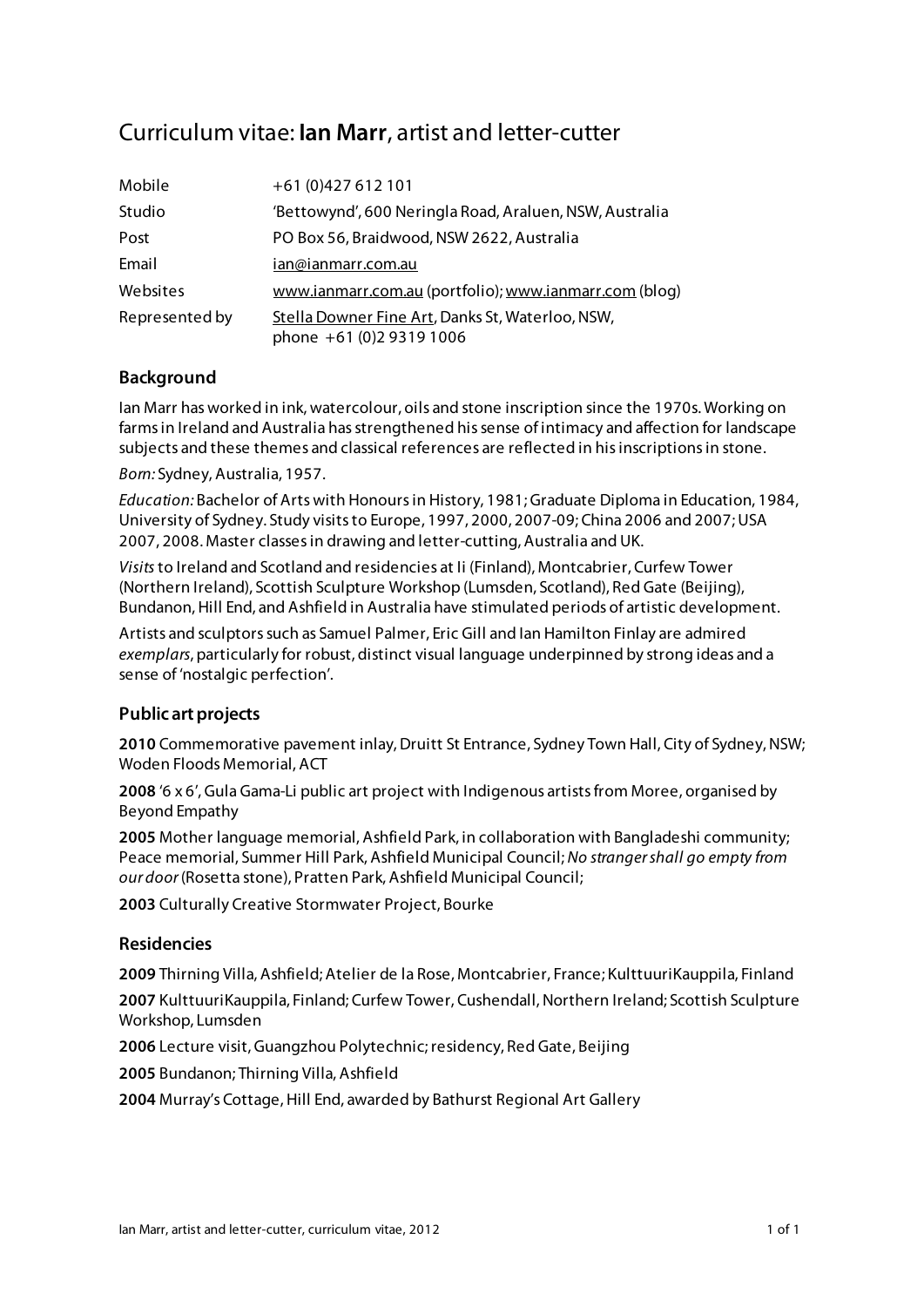# Curriculum vitae: **Ian Marr**, artist and letter-cutter

| | |
|---|---|
| Mobile | +61 (0)427 612 101 |
| Studio | 'Bettowynd', 600 Neringla Road, Araluen, NSW, Australia |
| Post | PO Box 56, Braidwood, NSW 2622, Australia |
| Email | ian@ianmarr.com.au |
| Websites | www.ianmarr.com.au (portfolio); www.ianmarr.com (blog) |
| Represented by | Stella Downer Fine Art, Danks St, Waterloo, NSW, phone +61 (0)2 9319 1006 |

## Background

Ian Marr has worked in ink, watercolour, oils and stone inscription since the 1970s. Working on farms in Ireland and Australia has strengthened his sense of intimacy and affection for landscape subjects and these themes and classical references are reflected in his inscriptions in stone.

*Born:* Sydney, Australia, 1957.

*Education:* Bachelor of Arts with Honours in History, 1981; Graduate Diploma in Education, 1984, University of Sydney. Study visits to Europe, 1997, 2000, 2007-09; China 2006 and 2007; USA 2007, 2008. Master classes in drawing and letter-cutting, Australia and UK.

*Visits* to Ireland and Scotland and residencies at Ii (Finland), Montcabrier, Curfew Tower (Northern Ireland), Scottish Sculpture Workshop (Lumsden, Scotland), Red Gate (Beijing), Bundanon, Hill End, and Ashfield in Australia have stimulated periods of artistic development.

Artists and sculptors such as Samuel Palmer, Eric Gill and Ian Hamilton Finlay are admired *exemplars*, particularly for robust, distinct visual language underpinned by strong ideas and a sense of 'nostalgic perfection'.

## Public art projects

**2010** Commemorative pavement inlay, Druitt St Entrance, Sydney Town Hall, City of Sydney, NSW; Woden Floods Memorial, ACT

**2008** '6 x 6', Gula Gama-Li public art project with Indigenous artists from Moree, organised by Beyond Empathy

**2005** Mother language memorial, Ashfield Park, in collaboration with Bangladeshi community; Peace memorial, Summer Hill Park, Ashfield Municipal Council; *No stranger shall go empty from our door* (Rosetta stone), Pratten Park, Ashfield Municipal Council;

**2003** Culturally Creative Stormwater Project, Bourke

## Residencies

**2009** Thirning Villa, Ashfield; Atelier de la Rose, Montcabrier, France; KulttuuriKauppila, Finland

**2007** KulttuuriKauppila, Finland; Curfew Tower, Cushendall, Northern Ireland; Scottish Sculpture Workshop, Lumsden

**2006** Lecture visit, Guangzhou Polytechnic; residency, Red Gate, Beijing

**2005** Bundanon; Thirning Villa, Ashfield

**2004** Murray's Cottage, Hill End, awarded by Bathurst Regional Art Gallery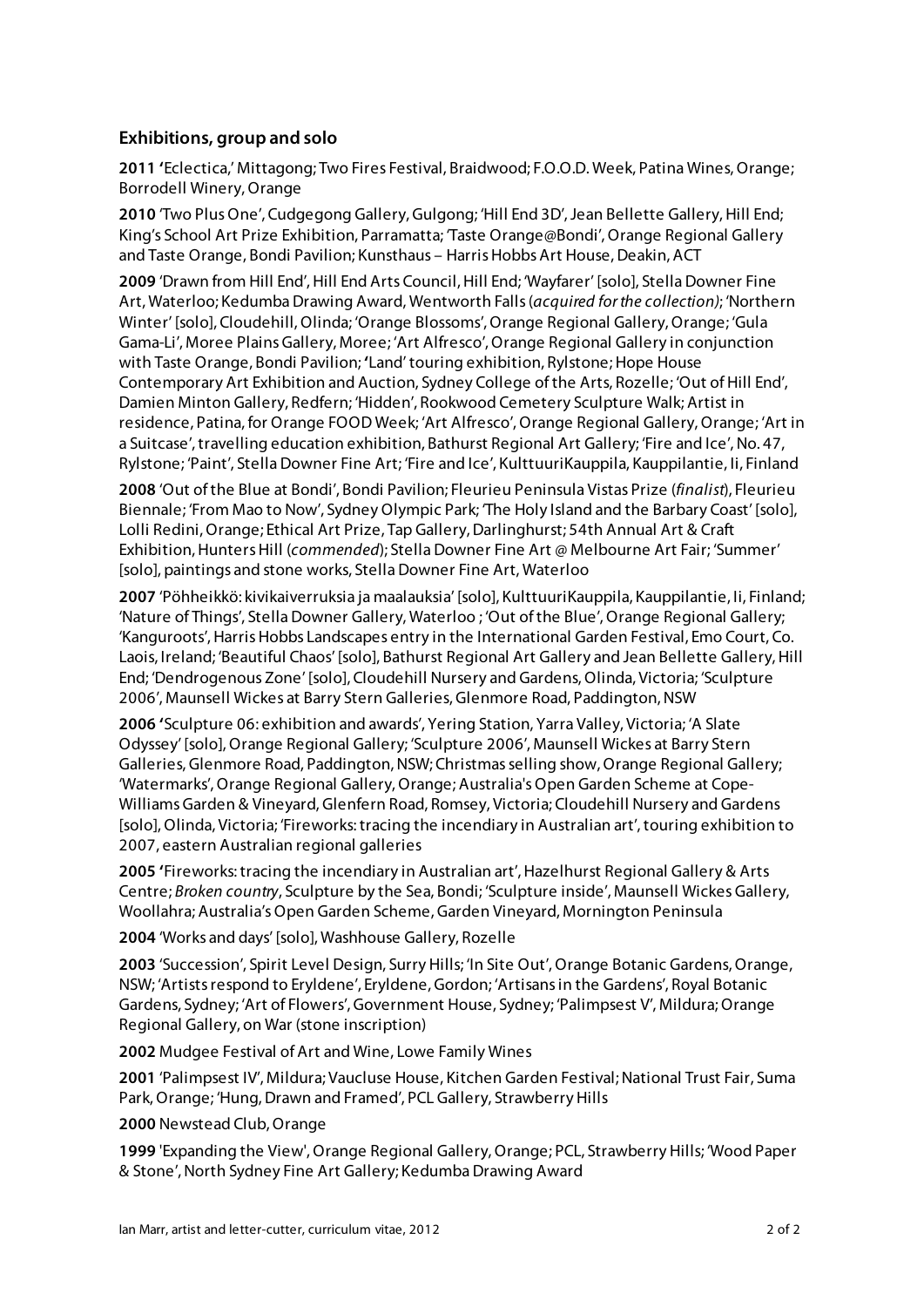## Exhibitions, group and solo

**2011** 'Eclectica,' Mittagong; Two Fires Festival, Braidwood; F.O.O.D. Week, Patina Wines, Orange; Borrodell Winery, Orange

**2010** 'Two Plus One', Cudgegong Gallery, Gulgong; 'Hill End 3D', Jean Bellette Gallery, Hill End; King's School Art Prize Exhibition, Parramatta; 'Taste Orange@Bondi', Orange Regional Gallery and Taste Orange, Bondi Pavilion; Kunsthaus – Harris Hobbs Art House, Deakin, ACT

**2009** 'Drawn from Hill End', Hill End Arts Council, Hill End; 'Wayfarer' [solo], Stella Downer Fine Art, Waterloo; Kedumba Drawing Award, Wentworth Falls (*acquired for the collection)*; 'Northern Winter' [solo], Cloudehill, Olinda; 'Orange Blossoms', Orange Regional Gallery, Orange; 'Gula Gama-Li', Moree Plains Gallery, Moree; 'Art Alfresco', Orange Regional Gallery in conjunction with Taste Orange, Bondi Pavilion; **'**Land' touring exhibition, Rylstone; Hope House Contemporary Art Exhibition and Auction, Sydney College of the Arts, Rozelle; 'Out of Hill End', Damien Minton Gallery, Redfern; 'Hidden', Rookwood Cemetery Sculpture Walk; Artist in residence, Patina, for Orange FOOD Week; 'Art Alfresco', Orange Regional Gallery, Orange; 'Art in a Suitcase', travelling education exhibition, Bathurst Regional Art Gallery; 'Fire and Ice', No. 47, Rylstone; 'Paint', Stella Downer Fine Art; 'Fire and Ice', KulttuuriKauppila, Kauppilantie, Ii, Finland

**2008** 'Out of the Blue at Bondi', Bondi Pavilion; Fleurieu Peninsula Vistas Prize (*finalist*), Fleurieu Biennale; 'From Mao to Now', Sydney Olympic Park; 'The Holy Island and the Barbary Coast' [solo], Lolli Redini, Orange; Ethical Art Prize, Tap Gallery, Darlinghurst; 54th Annual Art & Craft Exhibition, Hunters Hill (*commended*); Stella Downer Fine Art @ Melbourne Art Fair; 'Summer' [solo], paintings and stone works, Stella Downer Fine Art, Waterloo

**2007** 'Pöhheikkö: kivikaiverruksia ja maalauksia' [solo], KulttuuriKauppila, Kauppilantie, Ii, Finland; 'Nature of Things', Stella Downer Gallery, Waterloo ; 'Out of the Blue', Orange Regional Gallery; 'Kanguroots', Harris Hobbs Landscapes entry in the International Garden Festival, Emo Court, Co. Laois, Ireland; 'Beautiful Chaos' [solo], Bathurst Regional Art Gallery and Jean Bellette Gallery, Hill End; 'Dendrogenous Zone' [solo], Cloudehill Nursery and Gardens, Olinda, Victoria; 'Sculpture 2006', Maunsell Wickes at Barry Stern Galleries, Glenmore Road, Paddington, NSW

**2006 '**Sculpture 06: exhibition and awards', Yering Station, Yarra Valley, Victoria; 'A Slate Odyssey' [solo], Orange Regional Gallery; 'Sculpture 2006', Maunsell Wickes at Barry Stern Galleries, Glenmore Road, Paddington, NSW; Christmas selling show, Orange Regional Gallery; 'Watermarks', Orange Regional Gallery, Orange; Australia's Open Garden Scheme at Cope-Williams Garden & Vineyard, Glenfern Road, Romsey, Victoria; Cloudehill Nursery and Gardens [solo], Olinda, Victoria; 'Fireworks: tracing the incendiary in Australian art', touring exhibition to 2007, eastern Australian regional galleries

**2005 '**Fireworks: tracing the incendiary in Australian art', Hazelhurst Regional Gallery & Arts Centre; *Broken country*, Sculpture by the Sea, Bondi; 'Sculpture inside', Maunsell Wickes Gallery, Woollahra; Australia's Open Garden Scheme, Garden Vineyard, Mornington Peninsula

**2004** 'Works and days' [solo], Washhouse Gallery, Rozelle

**2003** 'Succession', Spirit Level Design, Surry Hills; 'In Site Out', Orange Botanic Gardens, Orange, NSW; 'Artists respond to Eryldene', Eryldene, Gordon; 'Artisans in the Gardens', Royal Botanic Gardens, Sydney; 'Art of Flowers', Government House, Sydney; 'Palimpsest V', Mildura; Orange Regional Gallery, on War (stone inscription)

**2002** Mudgee Festival of Art and Wine, Lowe Family Wines

**2001** 'Palimpsest IV', Mildura; Vaucluse House, Kitchen Garden Festival; National Trust Fair, Suma Park, Orange; 'Hung, Drawn and Framed', PCL Gallery, Strawberry Hills

**2000** Newstead Club, Orange

**1999** 'Expanding the View', Orange Regional Gallery, Orange; PCL, Strawberry Hills; 'Wood Paper & Stone', North Sydney Fine Art Gallery; Kedumba Drawing Award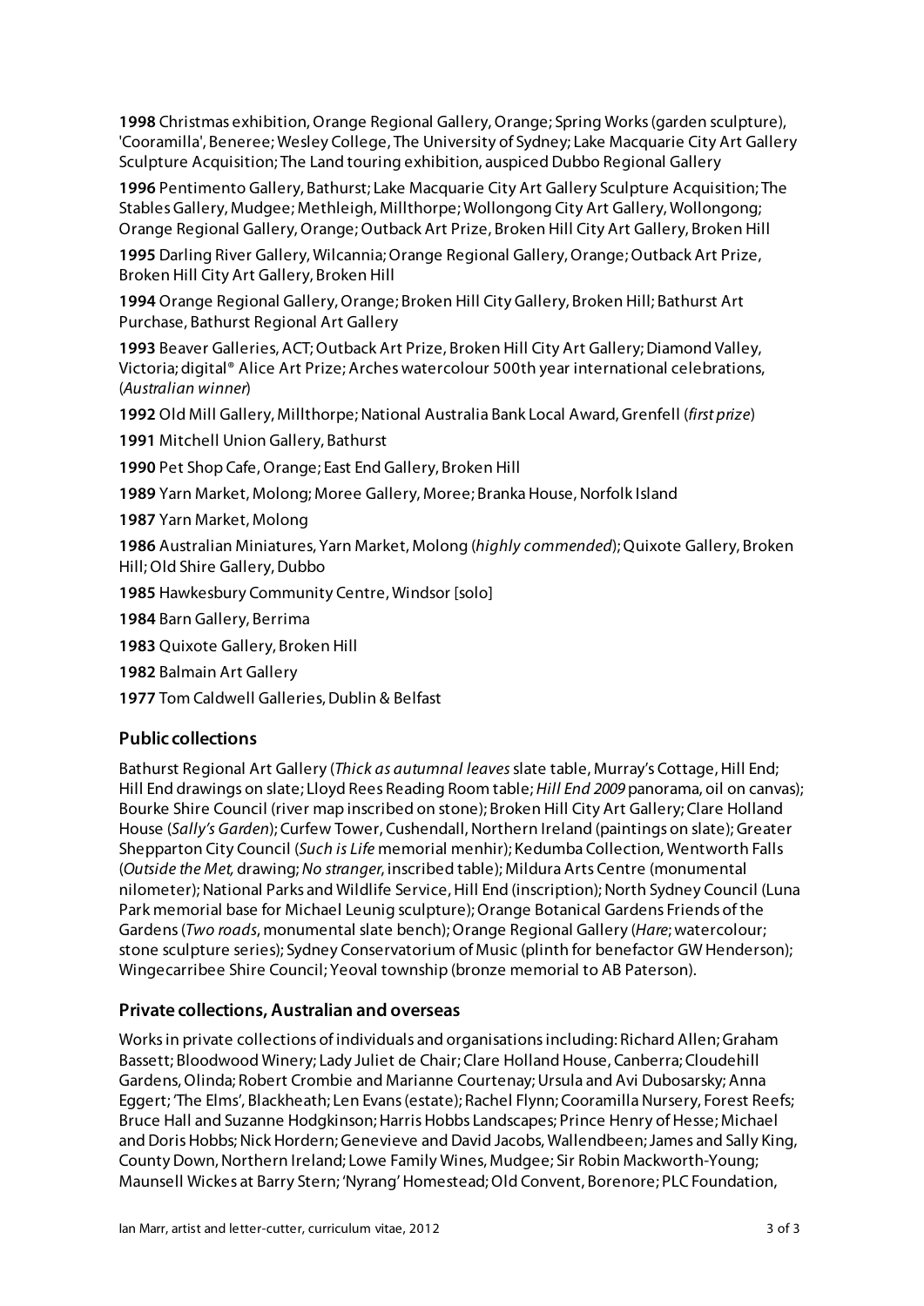**1998** Christmas exhibition, Orange Regional Gallery, Orange; Spring Works (garden sculpture), 'Cooramilla', Beneree; Wesley College, The University of Sydney; Lake Macquarie City Art Gallery Sculpture Acquisition; The Land touring exhibition, auspiced Dubbo Regional Gallery

**1996** Pentimento Gallery, Bathurst; Lake Macquarie City Art Gallery Sculpture Acquisition; The Stables Gallery, Mudgee; Methleigh, Millthorpe; Wollongong City Art Gallery, Wollongong; Orange Regional Gallery, Orange; Outback Art Prize, Broken Hill City Art Gallery, Broken Hill

**1995** Darling River Gallery, Wilcannia; Orange Regional Gallery, Orange; Outback Art Prize, Broken Hill City Art Gallery, Broken Hill

**1994** Orange Regional Gallery, Orange; Broken Hill City Gallery, Broken Hill; Bathurst Art Purchase, Bathurst Regional Art Gallery

**1993** Beaver Galleries, ACT; Outback Art Prize, Broken Hill City Art Gallery; Diamond Valley, Victoria; digital® Alice Art Prize; Arches watercolour 500th year international celebrations, (*Australian winner*)

**1992** Old Mill Gallery, Millthorpe; National Australia Bank Local Award, Grenfell (*first prize*)

**1991** Mitchell Union Gallery, Bathurst

**1990** Pet Shop Cafe, Orange; East End Gallery, Broken Hill

**1989** Yarn Market, Molong; Moree Gallery, Moree; Branka House, Norfolk Island

**1987** Yarn Market, Molong

**1986** Australian Miniatures, Yarn Market, Molong (*highly commended*); Quixote Gallery, Broken Hill; Old Shire Gallery, Dubbo

**1985** Hawkesbury Community Centre, Windsor [solo]

**1984** Barn Gallery, Berrima

**1983** Quixote Gallery, Broken Hill

**1982** Balmain Art Gallery

**1977** Tom Caldwell Galleries, Dublin & Belfast

## Public collections

Bathurst Regional Art Gallery (*Thick as autumnal leaves* slate table, Murray's Cottage, Hill End; Hill End drawings on slate; Lloyd Rees Reading Room table; *Hill End 2009* panorama, oil on canvas); Bourke Shire Council (river map inscribed on stone); Broken Hill City Art Gallery; Clare Holland House (*Sally's Garden*); Curfew Tower, Cushendall, Northern Ireland (paintings on slate); Greater Shepparton City Council (*Such is Life* memorial menhir); Kedumba Collection, Wentworth Falls (*Outside the Met,* drawing; *No stranger*, inscribed table); Mildura Arts Centre (monumental nilometer); National Parks and Wildlife Service, Hill End (inscription); North Sydney Council (Luna Park memorial base for Michael Leunig sculpture); Orange Botanical Gardens Friends of the Gardens (*Two roads*, monumental slate bench); Orange Regional Gallery (*Hare*; watercolour; stone sculpture series); Sydney Conservatorium of Music (plinth for benefactor GW Henderson); Wingecarribee Shire Council; Yeoval township (bronze memorial to AB Paterson).

## Private collections, Australian and overseas

Works in private collections of individuals and organisations including: Richard Allen; Graham Bassett; Bloodwood Winery; Lady Juliet de Chair; Clare Holland House, Canberra; Cloudehill Gardens, Olinda; Robert Crombie and Marianne Courtenay; Ursula and Avi Dubosarsky; Anna Eggert; 'The Elms', Blackheath; Len Evans (estate); Rachel Flynn; Cooramilla Nursery, Forest Reefs; Bruce Hall and Suzanne Hodgkinson; Harris Hobbs Landscapes; Prince Henry of Hesse; Michael and Doris Hobbs; Nick Hordern; Genevieve and David Jacobs, Wallendbeen; James and Sally King, County Down, Northern Ireland; Lowe Family Wines, Mudgee; Sir Robin Mackworth-Young; Maunsell Wickes at Barry Stern; 'Nyrang' Homestead; Old Convent, Borenore; PLC Foundation,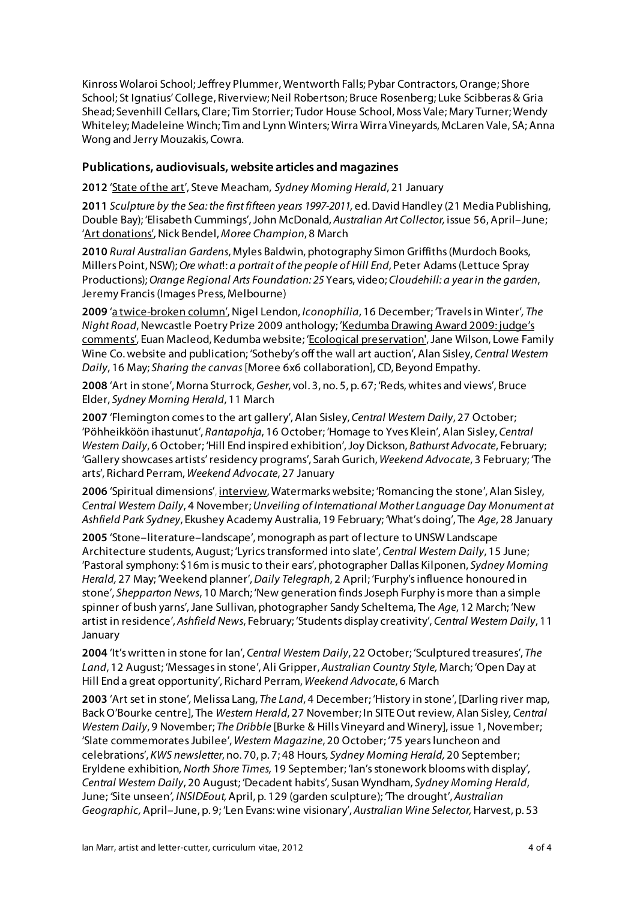Kinross Wolaroi School; Jeffrey Plummer, Wentworth Falls; Pybar Contractors, Orange; Shore School; St Ignatius' College, Riverview; Neil Robertson; Bruce Rosenberg; Luke Scibberas & Gria Shead; Sevenhill Cellars, Clare; Tim Storrier; Tudor House School, Moss Vale; Mary Turner; Wendy Whiteley; Madeleine Winch; Tim and Lynn Winters; Wirra Wirra Vineyards, McLaren Vale, SA; Anna Wong and Jerry Mouzakis, Cowra.

### Publications, audiovisuals, website articles and magazines

**2012** 'State of the art', Steve Meacham, *Sydney Morning Herald*, 21 January

**2011** *Sculpture by the Sea: the first fifteen years 1997-2011*, ed. David Handley (21 Media Publishing, Double Bay); 'Elisabeth Cummings', John McDonald, *Australian Art Collector*, issue 56, April–June; 'Art donations', Nick Bendel, *Moree Champion*, 8 March

**2010** *Rural Australian Gardens*, Myles Baldwin, photography Simon Griffiths (Murdoch Books, Millers Point, NSW); *Ore what!: a portrait of the people of Hill End*, Peter Adams (Lettuce Spray Productions); *Orange Regional Arts Foundation: 25 Years*, video; *Cloudehill: a year in the garden*, Jeremy Francis (Images Press, Melbourne)

**2009** 'a twice-broken column', Nigel Lendon, *Iconophilia*, 16 December; 'Travels in Winter', *The Night Road*, Newcastle Poetry Prize 2009 anthology; 'Kedumba Drawing Award 2009: judge's comments', Euan Macleod, Kedumba website; 'Ecological preservation', Jane Wilson, Lowe Family Wine Co. website and publication; 'Sotheby's off the wall art auction', Alan Sisley, *Central Western Daily*, 16 May; *Sharing the canvas* [Moree 6x6 collaboration], CD, Beyond Empathy.

**2008** 'Art in stone', Morna Sturrock, *Gesher*, vol. 3, no. 5, p. 67; 'Reds, whites and views', Bruce Elder, *Sydney Morning Herald*, 11 March

**2007** 'Flemington comes to the art gallery', Alan Sisley, *Central Western Daily*, 27 October; 'Pöhheikköön ihastunut', *Rantapohja*, 16 October; 'Homage to Yves Klein', Alan Sisley, *Central Western Daily*, 6 October; 'Hill End inspired exhibition', Joy Dickson, *Bathurst Advocate*, February; 'Gallery showcases artists' residency programs', Sarah Gurich, *Weekend Advocate*, 3 February; 'The arts', Richard Perram, *Weekend Advocate*, 27 January

**2006** 'Spiritual dimensions', interview, Watermarks website; 'Romancing the stone', Alan Sisley, *Central Western Daily*, 4 November; *Unveiling of International Mother Language Day Monument at Ashfield Park Sydney*, Ekushey Academy Australia, 19 February; 'What's doing', The *Age*, 28 January

**2005** 'Stone–literature–landscape', monograph as part of lecture to UNSW Landscape Architecture students, August; 'Lyrics transformed into slate', *Central Western Daily*, 15 June; 'Pastoral symphony: $16m is music to their ears', photographer Dallas Kilponen, *Sydney Morning Herald*, 27 May; 'Weekend planner', *Daily Telegraph*, 2 April; 'Furphy's influence honoured in stone', *Shepparton News*, 10 March; 'New generation finds Joseph Furphy is more than a simple spinner of bush yarns', Jane Sullivan, photographer Sandy Scheltema, The *Age*, 12 March; 'New artist in residence', *Ashfield News*, February; 'Students display creativity', *Central Western Daily*, 11 January

**2004** 'It's written in stone for Ian', *Central Western Daily*, 22 October; 'Sculptured treasures', *The Land*, 12 August; 'Messages in stone', Ali Gripper, *Australian Country Style*, March; 'Open Day at Hill End a great opportunity', Richard Perram, *Weekend Advocate*, 6 March

**2003** 'Art set in stone', Melissa Lang, *The Land*, 4 December; 'History in stone', [Darling river map, Back O'Bourke centre], The *Western Herald*, 27 November; In SITE Out review, Alan Sisley, *Central Western Daily*, 9 November; *The Dribble* [Burke & Hills Vineyard and Winery], issue 1, November; 'Slate commemorates Jubilee', *Western Magazine*, 20 October; '75 years luncheon and celebrations', *KWS newsletter*, no. 70, p. 7; 48 Hours, *Sydney Morning Herald*, 20 September; Eryldene exhibition, *North Shore Times*, 19 September; 'Ian's stonework blooms with display', *Central Western Daily*, 20 August; 'Decadent habits', Susan Wyndham, *Sydney Morning Herald*, June; 'Site unseen', *INSIDEout*, April, p. 129 (garden sculpture); 'The drought', *Australian Geographic*, April–June, p. 9; 'Len Evans: wine visionary', *Australian Wine Selector*, Harvest, p. 53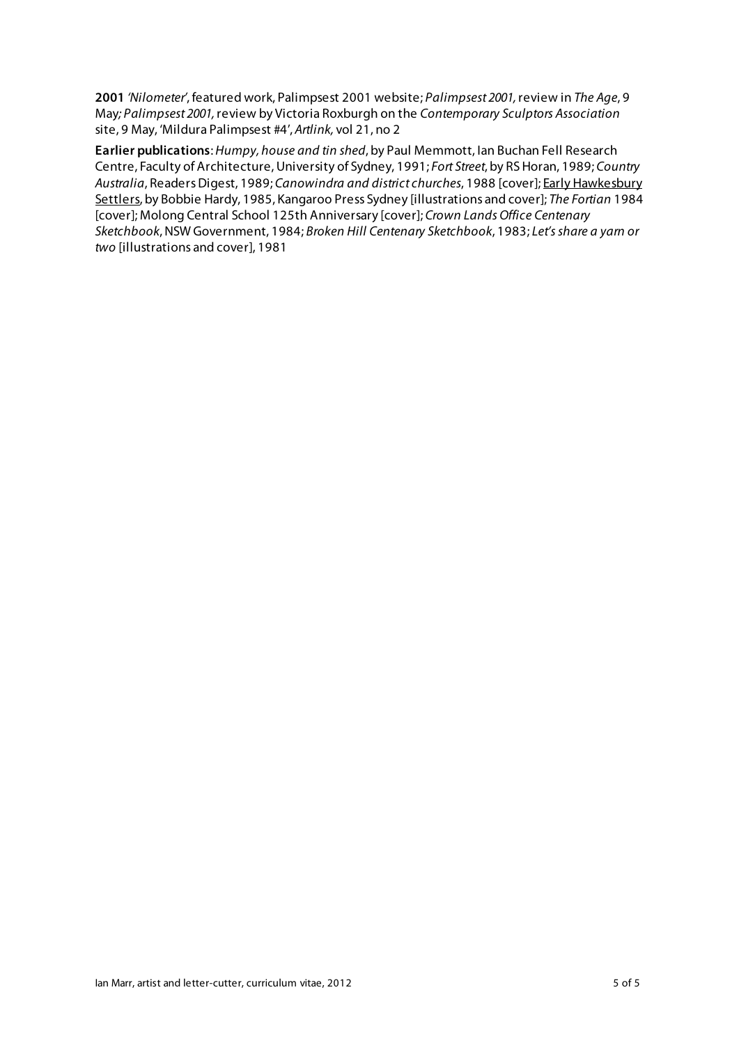**2001** *'Nilometer'*, featured work, Palimpsest 2001 website; *Palimpsest 2001,* review in *The Age*, 9 May*; Palimpsest 2001,* review by Victoria Roxburgh on the *Contemporary Sculptors Association* site, 9 May, 'Mildura Palimpsest #4', *Artlink,* vol 21, no 2

**Earlier publications**: *Humpy, house and tin shed*, by Paul Memmott, Ian Buchan Fell Research Centre, Faculty of Architecture, University of Sydney, 1991; *Fort Street*, by RS Horan, 1989; *Country Australia*, Readers Digest, 1989; *Canowindra and district churches*, 1988 [cover]; Early Hawkesbury Settlers, by Bobbie Hardy, 1985, Kangaroo Press Sydney [illustrations and cover]; *The Fortian* 1984 [cover]; Molong Central School 125th Anniversary [cover]; *Crown Lands Office Centenary Sketchbook*, NSW Government, 1984; *Broken Hill Centenary Sketchbook*, 1983; *Let's share a yarn or two* [illustrations and cover], 1981